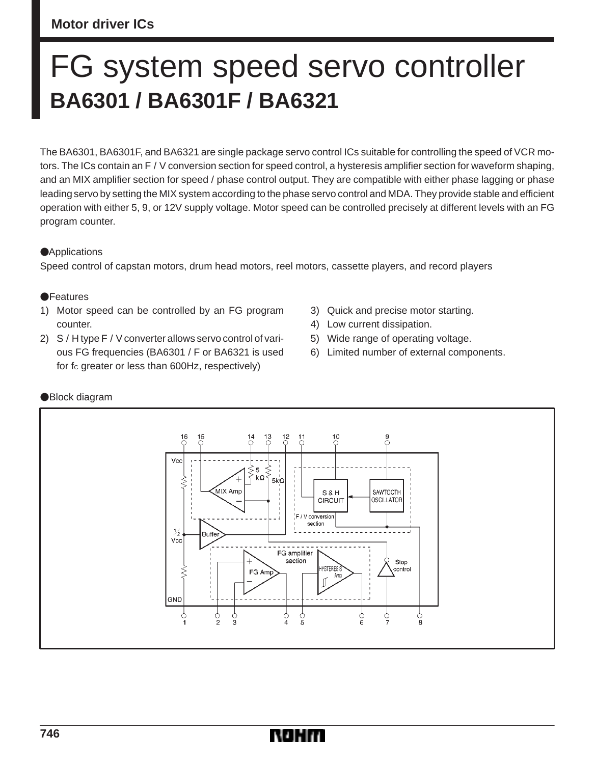Motor driver ICs

# FG system speed servo controller
## BA6301 / BA6301F / BA6321

The BA6301, BA6301F, and BA6321 are single package servo control ICs suitable for controlling the speed of VCR motors. The ICs contain an F / V conversion section for speed control, a hysteresis amplifier section for waveform shaping, and an MIX amplifier section for speed / phase control output. They are compatible with either phase lagging or phase leading servo by setting the MIX system according to the phase servo control and MDA. They provide stable and efficient operation with either 5, 9, or 12V supply voltage. Motor speed can be controlled precisely at different levels with an FG program counter.

●Applications

Speed control of capstan motors, drum head motors, reel motors, cassette players, and record players

●Features

1) Motor speed can be controlled by an FG program counter.
2) S / H type F / V converter allows servo control of various FG frequencies (BA6301 / F or BA6321 is used for $f_C$ greater or less than 600Hz, respectively)
3) Quick and precise motor starting.
4) Low current dissipation.
5) Wide range of operating voltage.
6) Limited number of external components.

●Block diagram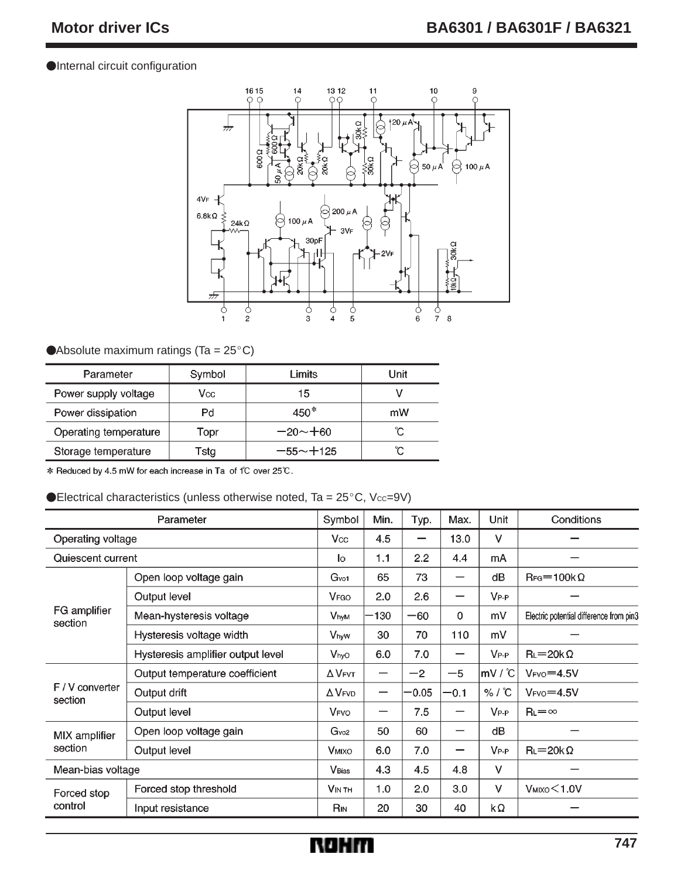●Internal circuit configuration

●Absolute maximum ratings (Ta = 25°C)

| Parameter | Symbol | Limits | Unit |
| --- | --- | --- | --- |
| Power supply voltage | $V_{CC}$ | 15 | V |
| Power dissipation | Pd | 450* | mW |
| Operating temperature | Topr | −20～+60 | ℃ |
| Storage temperature | Tstg | −55～+125 | ℃ |

* Reduced by 4.5 mW for each increase in Ta of 1℃ over 25℃.

●Electrical characteristics (unless otherwise noted, Ta = 25°C, $V_{CC}$=9V)

| Parameter | | Symbol | Min. | Typ. | Max. | Unit | Conditions |
| --- | --- | --- | --- | --- | --- | --- | --- |
| Operating voltage | | $V_{CC}$ | 4.5 | − | 13.0 | V | − |
| Quiescent current | | $I_O$ | 1.1 | 2.2 | 4.4 | mA | − |
| FG amplifier section | Open loop voltage gain | $G_{VO1}$ | 65 | 73 | − | dB | $R_{FG}$=100kΩ |
| | Output level | $V_{FGO}$ | 2.0 | 2.6 | − | $V_{P-P}$ | − |
| | Mean-hysteresis voltage | $V_{hyM}$ | −130 | −60 | 0 | mV | Electric potential difference from pin3 |
| | Hysteresis voltage width | $V_{hyW}$ | 30 | 70 | 110 | mV | − |
| | Hysteresis amplifier output level | $V_{hyO}$ | 6.0 | 7.0 | − | $V_{P-P}$ | $R_L$=20kΩ |
| F / V converter section | Output temperature coefficient | $\Delta V_{FVT}$ | − | −2 | −5 | mV / ℃ | $V_{FVO}$=4.5V |
| | Output drift | $\Delta V_{FVD}$ | − | −0.05 | −0.1 | % / ℃ | $V_{FVO}$=4.5V |
| | Output level | $V_{FVO}$ | − | 7.5 | − | $V_{P-P}$ | $R_L$=∞ |
| MIX amplifier section | Open loop voltage gain | $G_{VO2}$ | 50 | 60 | − | dB | − |
| | Output level | $V_{MIXO}$ | 6.0 | 7.0 | − | $V_{P-P}$ | $R_L$=20kΩ |
| Mean-bias voltage | | $V_{Bias}$ | 4.3 | 4.5 | 4.8 | V | − |
| Forced stop control | Forced stop threshold | $V_{IN\ TH}$ | 1.0 | 2.0 | 3.0 | V | $V_{MIXO}$<1.0V |
| | Input resistance | $R_{IN}$ | 20 | 30 | 40 | kΩ | − |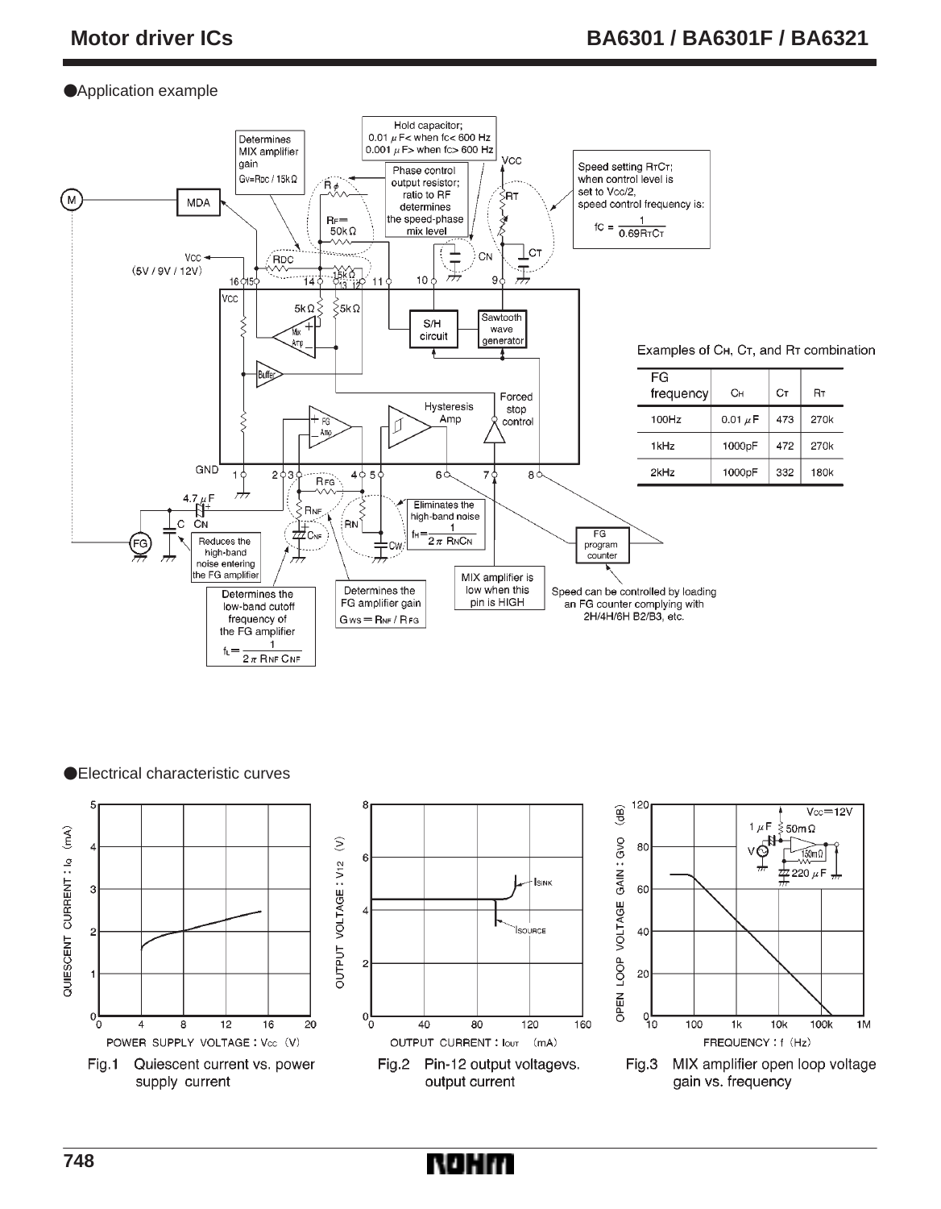## Application example

Examples of $C_H$, $C_T$, and $R_T$ combination

| FG frequency | $C_H$ | $C_T$ | $R_T$ |
|---|---|---|---|
| 100Hz | 0.01 μF | 473 | 270k |
| 1kHz | 1000pF | 472 | 270k |
| 2kHz | 1000pF | 332 | 180k |

Determines MIX amplifier gain $G_V = R_{DC} / 15k\Omega$

Hold capacitor; 0.01 μF< when fc< 600 Hz; 0.001 μF> when fc> 600 Hz

Phase control output resistor; ratio to RF determines the speed-phase mix level

Speed setting $R_T C_T$; when control level is set to Vcc/2, speed control frequency is:

$$f_C = \frac{1}{0.69 R_T C_T}$$

Reduces the high-band noise entering the FG amplifier

Eliminates the high-band noise

$$f_H = \frac{1}{2\pi R_N C_N}$$

Determines the low-band cutoff frequency of the FG amplifier

$$f_L = \frac{1}{2\pi R_{NF} C_{NF}}$$

Determines the FG amplifier gain $G_{WS} = R_{NF} / R_{FG}$

MIX amplifier is low when this pin is HIGH

Speed can be controlled by loading an FG counter complying with 2H/4H/6H B2/B3, etc.

## Electrical characteristic curves

Fig.1 Quiescent current vs. power supply current

Fig.2 Pin-12 output voltagevs. output current

Fig.3 MIX amplifier open loop voltage gain vs. frequency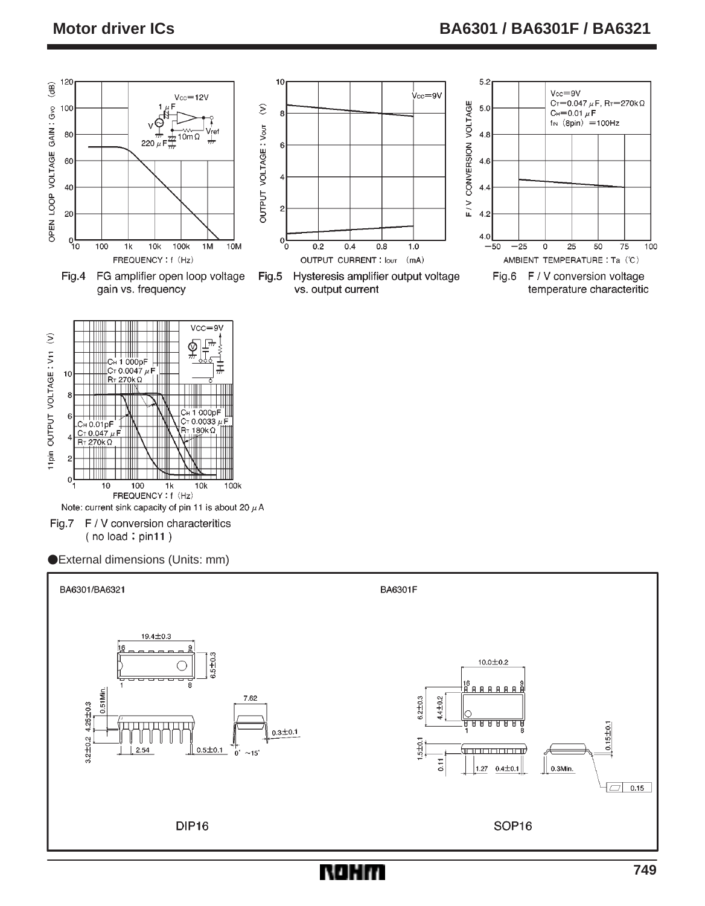OPEN LOOP VOLTAGE GAIN : $G_{VO}$ (dB)

120
100
80
60
40
20
0

10 100 1k 10k 100k 1M 10M

FREQUENCY : f (Hz)

$V_{CC}$=12V
1 μF
V
10mΩ
220 μF
Vref

Fig.4 FG amplifier open loop voltage gain vs. frequency

OUTPUT VOLTAGE : $V_{OUT}$ (V)

10
8
6
4
2
0

0 0.2 0.4 0.6 0.8 1.0

OUTPUT CURRENT : $I_{OUT}$ (mA)

Vcc=9V

Fig.5 Hysteresis amplifier output voltage vs. output current

F / V CONVERSION VOLTAGE

5.2
5.0
4.8
4.6
4.4
4.2
4.0

−50 −25 0 25 50 75 100

AMBIENT TEMPERATURE : Ta (℃)

Vcc=9V
$C_T$=0.047 μF, $R_T$=270kΩ
$C_H$=0.01 μF
$f_{IN}$ (8pin) =100Hz

Fig.6 F / V conversion voltage temperature characteritic

11pin OUTPUT VOLTAGE : $V_{11}$ (V)

10
8
6
4
2
0

1 10 100 1k 10k 100k

FREQUENCY : f (Hz)

VCC=9V

$C_H$ 1 000pF
$C_T$ 0.0047 μF
$R_T$ 270kΩ

$C_H$ 1 000pF
$C_T$ 0.0033 μF
$R_T$ 180kΩ

$C_H$ 0.01pF
$C_T$ 0.047 μF
$R_T$ 270kΩ

Note: current sink capacity of pin 11 is about 20 μA

Fig.7 F / V conversion characteritics
( no load : pin11 )

## ●External dimensions (Units: mm)

BA6301/BA6321

19.4±0.3
16 9
1 8
6.5±0.3
0.51Min.
4.25±0.3
3.2±0.2
2.54
0.5±0.1
7.62
0.3±0.1
0° ~15°

DIP16

BA6301F

10.0±0.2
16 9
1 8
6.2±0.3
4.4±0.2
1.5±0.1
0.11
1.27
0.4±0.1
0.3Min.
0.15±0.1
0.15

SOP16